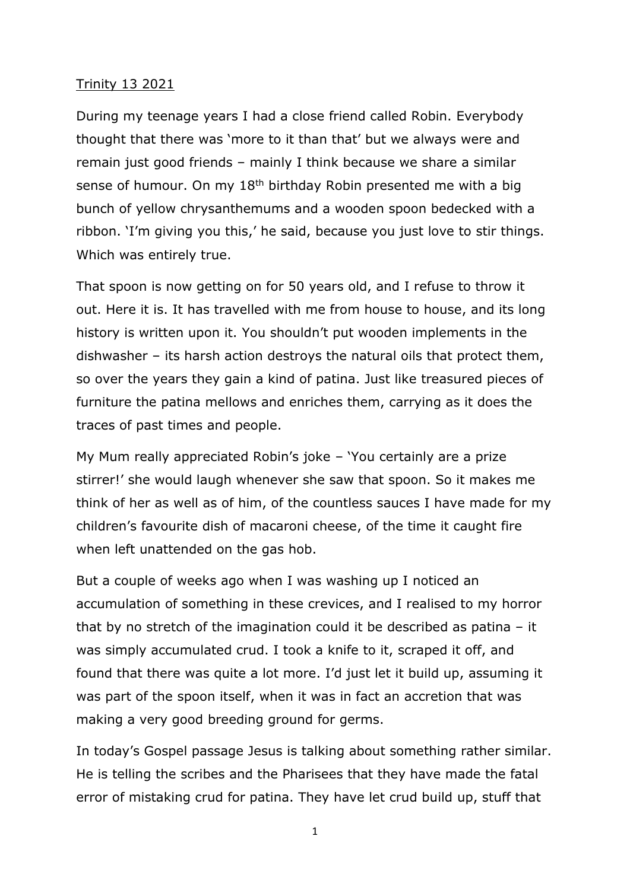<u>Trinity 13 2021</u>

During my teenage years I had a close friend called Robin. Everybody thought that there was 'more to it than that' but we always were and remain just good friends – mainly I think because we share a similar sense of humour. On my 18th birthday Robin presented me with a big bunch of yellow chrysanthemums and a wooden spoon bedecked with a ribbon. 'I'm giving you this,' he said, because you just love to stir things. Which was entirely true.

That spoon is now getting on for 50 years old, and I refuse to throw it out. Here it is. It has travelled with me from house to house, and its long history is written upon it. You shouldn't put wooden implements in the dishwasher – its harsh action destroys the natural oils that protect them, so over the years they gain a kind of patina. Just like treasured pieces of furniture the patina mellows and enriches them, carrying as it does the traces of past times and people.

My Mum really appreciated Robin's joke – 'You certainly are a prize stirrer!' she would laugh whenever she saw that spoon. So it makes me think of her as well as of him, of the countless sauces I have made for my children's favourite dish of macaroni cheese, of the time it caught fire when left unattended on the gas hob.

But a couple of weeks ago when I was washing up I noticed an accumulation of something in these crevices, and I realised to my horror that by no stretch of the imagination could it be described as patina – it was simply accumulated crud. I took a knife to it, scraped it off, and found that there was quite a lot more. I'd just let it build up, assuming it was part of the spoon itself, when it was in fact an accretion that was making a very good breeding ground for germs.

In today's Gospel passage Jesus is talking about something rather similar. He is telling the scribes and the Pharisees that they have made the fatal error of mistaking crud for patina. They have let crud build up, stuff that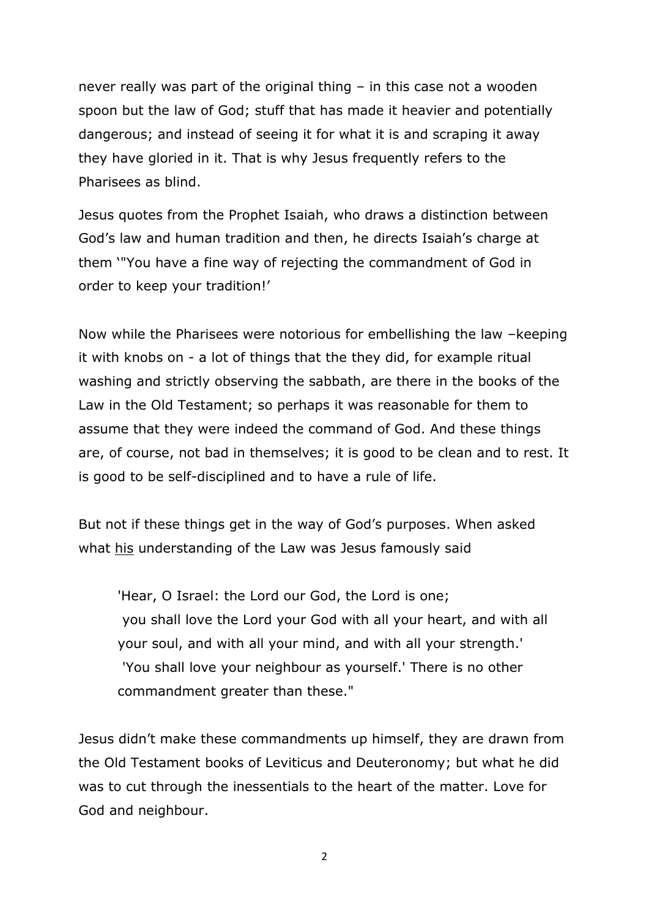never really was part of the original thing – in this case not a wooden spoon but the law of God; stuff that has made it heavier and potentially dangerous; and instead of seeing it for what it is and scraping it away they have gloried in it. That is why Jesus frequently refers to the Pharisees as blind.

Jesus quotes from the Prophet Isaiah, who draws a distinction between God's law and human tradition and then, he directs Isaiah's charge at them '"You have a fine way of rejecting the commandment of God in order to keep your tradition!'

Now while the Pharisees were notorious for embellishing the law –keeping it with knobs on - a lot of things that the they did, for example ritual washing and strictly observing the sabbath, are there in the books of the Law in the Old Testament; so perhaps it was reasonable for them to assume that they were indeed the command of God. And these things are, of course, not bad in themselves; it is good to be clean and to rest. It is good to be self-disciplined and to have a rule of life.

But not if these things get in the way of God's purposes. When asked what <u>his</u> understanding of the Law was Jesus famously said

> 'Hear, O Israel: the Lord our God, the Lord is one;
> you shall love the Lord your God with all your heart, and with all your soul, and with all your mind, and with all your strength.'
> 'You shall love your neighbour as yourself.' There is no other commandment greater than these."

Jesus didn't make these commandments up himself, they are drawn from the Old Testament books of Leviticus and Deuteronomy; but what he did was to cut through the inessentials to the heart of the matter. Love for God and neighbour.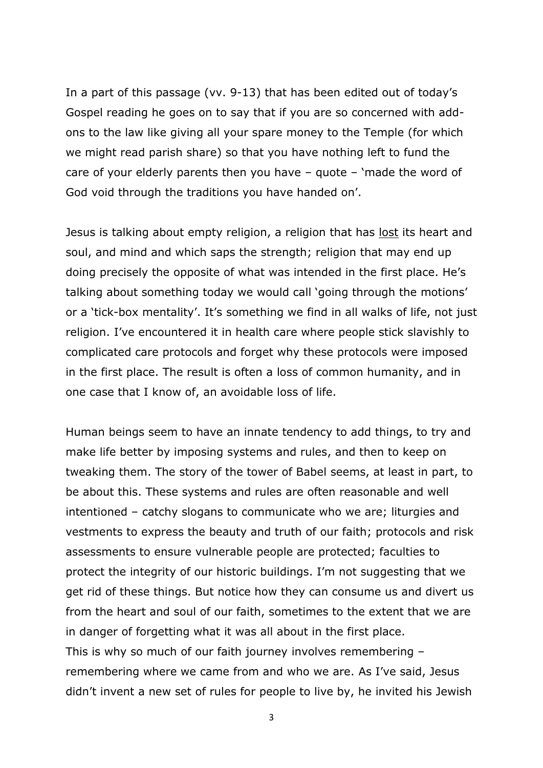In a part of this passage (vv. 9-13) that has been edited out of today's Gospel reading he goes on to say that if you are so concerned with add-ons to the law like giving all your spare money to the Temple (for which we might read parish share) so that you have nothing left to fund the care of your elderly parents then you have – quote – 'made the word of God void through the traditions you have handed on'.

Jesus is talking about empty religion, a religion that has <u>lost</u> its heart and soul, and mind and which saps the strength; religion that may end up doing precisely the opposite of what was intended in the first place. He's talking about something today we would call 'going through the motions' or a 'tick-box mentality'. It's something we find in all walks of life, not just religion. I've encountered it in health care where people stick slavishly to complicated care protocols and forget why these protocols were imposed in the first place. The result is often a loss of common humanity, and in one case that I know of, an avoidable loss of life.

Human beings seem to have an innate tendency to add things, to try and make life better by imposing systems and rules, and then to keep on tweaking them. The story of the tower of Babel seems, at least in part, to be about this. These systems and rules are often reasonable and well intentioned – catchy slogans to communicate who we are; liturgies and vestments to express the beauty and truth of our faith; protocols and risk assessments to ensure vulnerable people are protected; faculties to protect the integrity of our historic buildings. I'm not suggesting that we get rid of these things. But notice how they can consume us and divert us from the heart and soul of our faith, sometimes to the extent that we are in danger of forgetting what it was all about in the first place.
This is why so much of our faith journey involves remembering – remembering where we came from and who we are. As I've said, Jesus didn't invent a new set of rules for people to live by, he invited his Jewish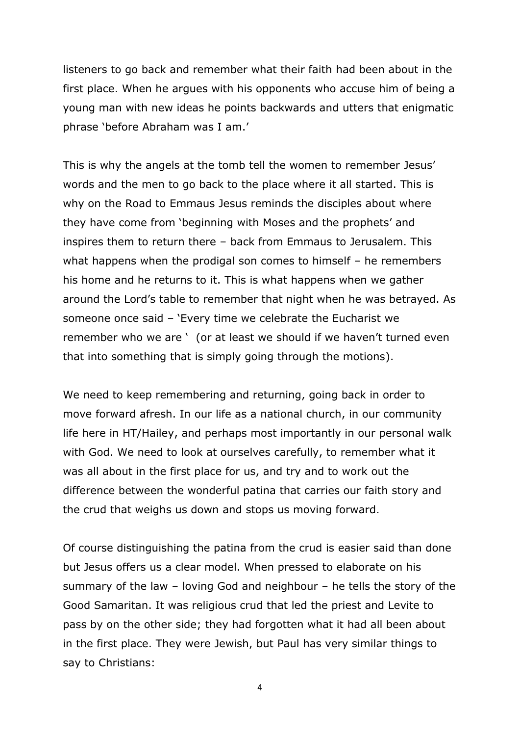listeners to go back and remember what their faith had been about in the first place. When he argues with his opponents who accuse him of being a young man with new ideas he points backwards and utters that enigmatic phrase 'before Abraham was I am.'

This is why the angels at the tomb tell the women to remember Jesus' words and the men to go back to the place where it all started. This is why on the Road to Emmaus Jesus reminds the disciples about where they have come from 'beginning with Moses and the prophets' and inspires them to return there – back from Emmaus to Jerusalem. This what happens when the prodigal son comes to himself – he remembers his home and he returns to it. This is what happens when we gather around the Lord's table to remember that night when he was betrayed. As someone once said – 'Every time we celebrate the Eucharist we remember who we are ' (or at least we should if we haven't turned even that into something that is simply going through the motions).

We need to keep remembering and returning, going back in order to move forward afresh. In our life as a national church, in our community life here in HT/Hailey, and perhaps most importantly in our personal walk with God. We need to look at ourselves carefully, to remember what it was all about in the first place for us, and try and to work out the difference between the wonderful patina that carries our faith story and the crud that weighs us down and stops us moving forward.

Of course distinguishing the patina from the crud is easier said than done but Jesus offers us a clear model. When pressed to elaborate on his summary of the law – loving God and neighbour – he tells the story of the Good Samaritan. It was religious crud that led the priest and Levite to pass by on the other side; they had forgotten what it had all been about in the first place. They were Jewish, but Paul has very similar things to say to Christians: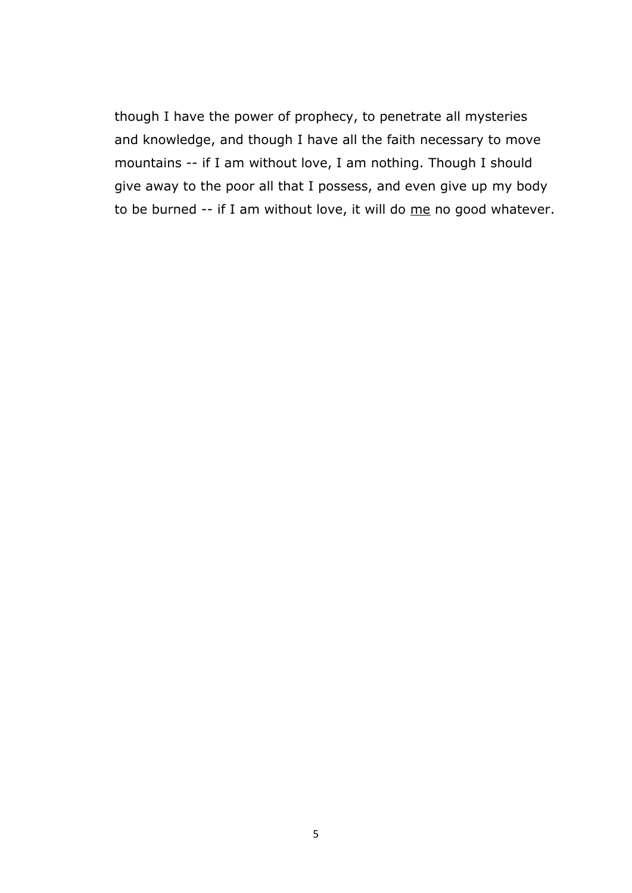though I have the power of prophecy, to penetrate all mysteries and knowledge, and though I have all the faith necessary to move mountains -- if I am without love, I am nothing. Though I should give away to the poor all that I possess, and even give up my body to be burned -- if I am without love, it will do <u>me</u> no good whatever.